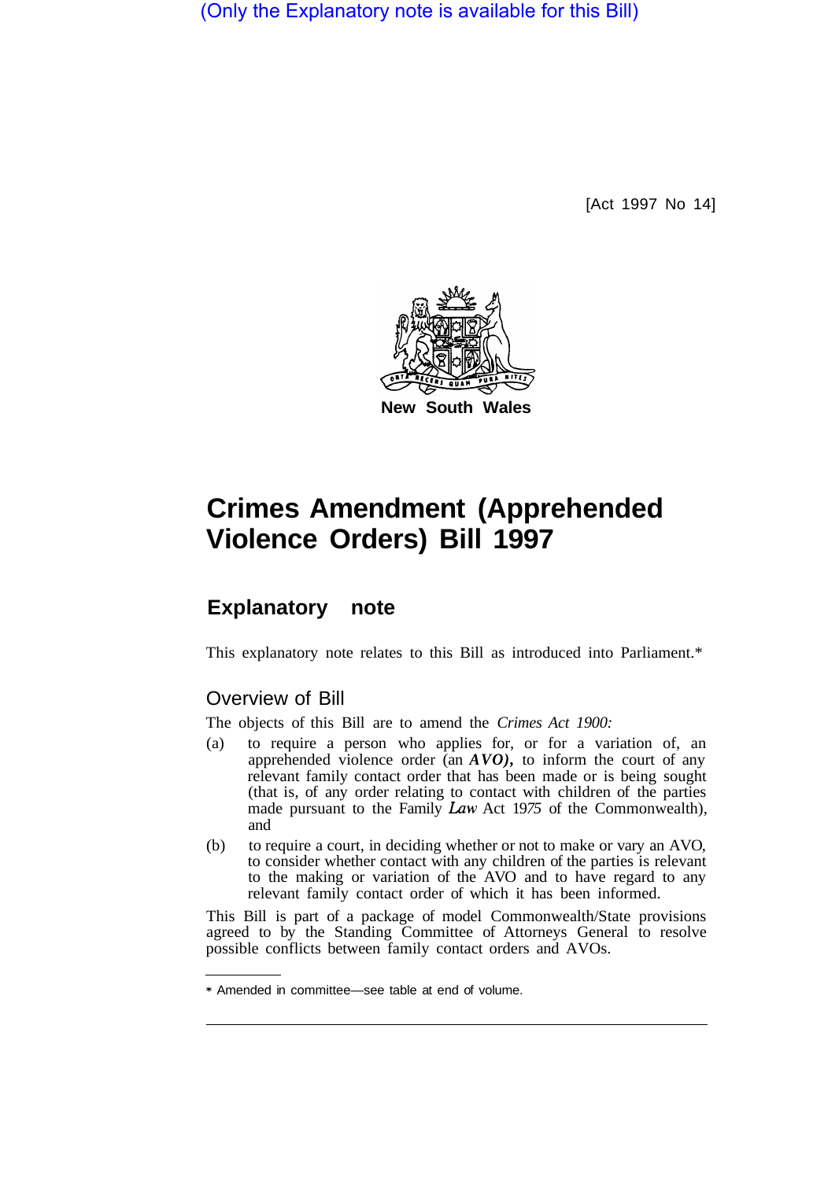(Only the Explanatory note is available for this Bill)

[Act 1997 No 14]

New South Wales

# Crimes Amendment (Apprehended Violence Orders) Bill 1997

## Explanatory note

This explanatory note relates to this Bill as introduced into Parliament.*

### Overview of Bill

The objects of this Bill are to amend the *Crimes Act 1900:*

(a) to require a person who applies for, or for a variation of, an apprehended violence order (an ***AVO***), to inform the court of any relevant family contact order that has been made or is being sought (that is, of any order relating to contact with children of the parties made pursuant to the Family *Law* Act 1975 of the Commonwealth), and

(b) to require a court, in deciding whether or not to make or vary an AVO, to consider whether contact with any children of the parties is relevant to the making or variation of the AVO and to have regard to any relevant family contact order of which it has been informed.

This Bill is part of a package of model Commonwealth/State provisions agreed to by the Standing Committee of Attorneys General to resolve possible conflicts between family contact orders and AVOs.

* Amended in committee—see table at end of volume.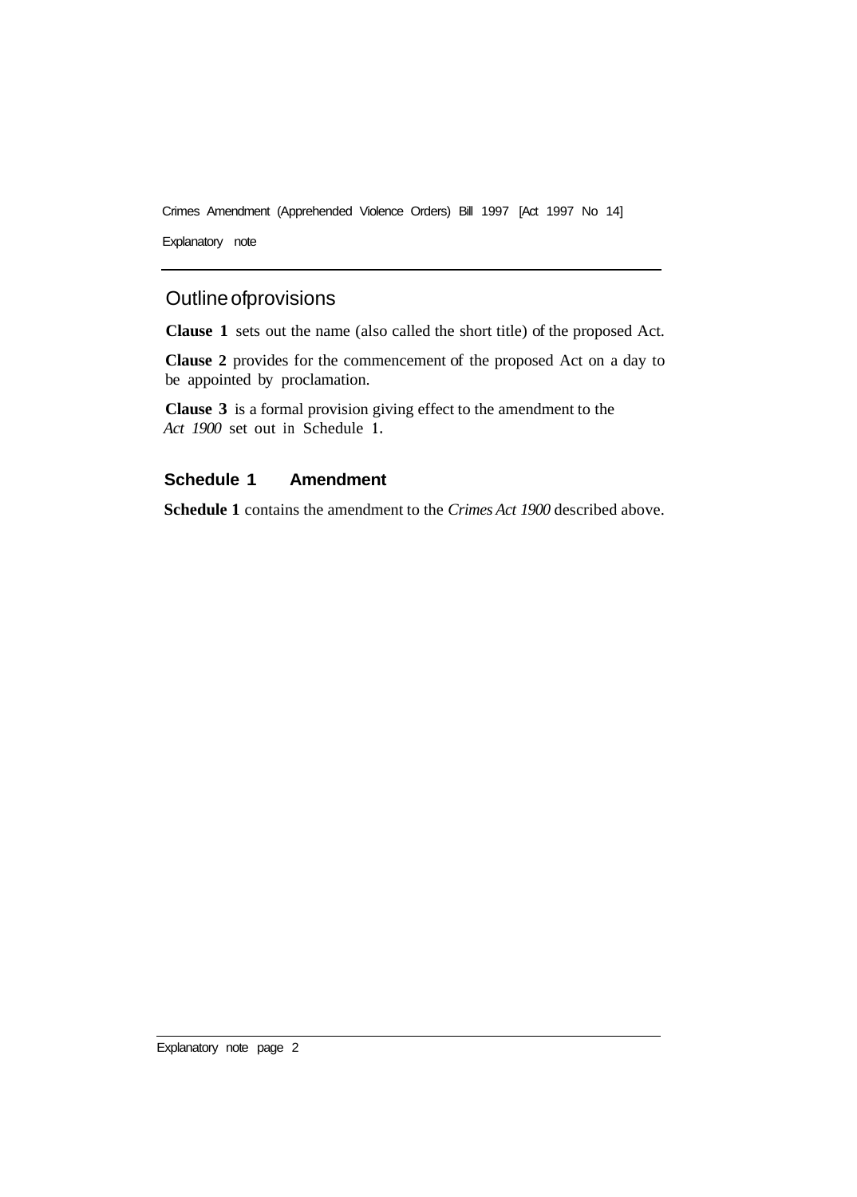## Outline of provisions

**Clause 1** sets out the name (also called the short title) of the proposed Act.

**Clause 2** provides for the commencement of the proposed Act on a day to be appointed by proclamation.

**Clause 3** is a formal provision giving effect to the amendment to the *Act 1900* set out in Schedule 1.

### Schedule 1 Amendment

**Schedule 1** contains the amendment to the *Crimes Act 1900* described above.